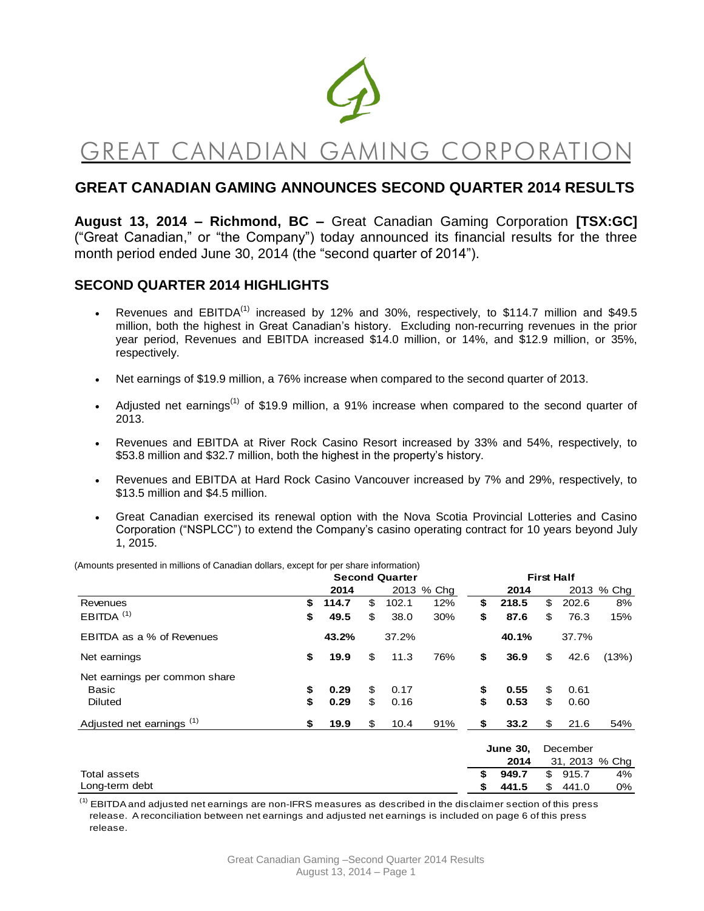# GREAT CANADIAN GAMING CORPORATION

## GREAT CANADIAN GAMING ANNOUNCES SECOND QUARTER 2014 RESULTS

**August 13, 2014 – Richmond, BC –** Great Canadian Gaming Corporation **[TSX:GC]** ("Great Canadian," or "the Company") today announced its financial results for the three month period ended June 30, 2014 (the "second quarter of 2014").

## SECOND QUARTER 2014 HIGHLIGHTS

- Revenues and EBITDA[(1)] increased by 12% and 30%, respectively, to $114.7 million and $49.5 million, both the highest in Great Canadian's history. Excluding non-recurring revenues in the prior year period, Revenues and EBITDA increased $14.0 million, or 14%, and $12.9 million, or 35%, respectively.
- Net earnings of $19.9 million, a 76% increase when compared to the second quarter of 2013.
- Adjusted net earnings[(1)] of $19.9 million, a 91% increase when compared to the second quarter of 2013.
- Revenues and EBITDA at River Rock Casino Resort increased by 33% and 54%, respectively, to $53.8 million and $32.7 million, both the highest in the property's history.
- Revenues and EBITDA at Hard Rock Casino Vancouver increased by 7% and 29%, respectively, to $13.5 million and $4.5 million.
- Great Canadian exercised its renewal option with the Nova Scotia Provincial Lotteries and Casino Corporation ("NSPLCC") to extend the Company's casino operating contract for 10 years beyond July 1, 2015.

(Amounts presented in millions of Canadian dollars, except for per share information)

| | Second Quarter | | | First Half | | |
|---|---|---|---|---|---|---|
| | **2014** | 2013 | % Chg | **2014** | 2013 | % Chg |
| Revenues | **$ 114.7** | $ 102.1 | 12% | **$ 218.5** | $ 202.6 | 8% |
| EBITDA (1) | **$ 49.5** | $ 38.0 | 30% | **$ 87.6** | $ 76.3 | 15% |
| EBITDA as a % of Revenues | **43.2%** | 37.2% | | **40.1%** | 37.7% | |
| Net earnings | **$ 19.9** | $ 11.3 | 76% | **$ 36.9** | $ 42.6 | (13%) |
| Net earnings per common share | | | | | | |
| Basic | **$ 0.29** | $ 0.17 | | **$ 0.55** | $ 0.61 | |
| Diluted | **$ 0.29** | $ 0.16 | | **$ 0.53** | $ 0.60 | |
| Adjusted net earnings (1) | **$ 19.9** | $ 10.4 | 91% | **$ 33.2** | $ 21.6 | 54% |

| | **June 30, 2014** | December 31, 2013 | % Chg |
|---|---|---|---|
| Total assets | **$ 949.7** | $ 915.7 | 4% |
| Long-term debt | **$ 441.5** | $ 441.0 | 0% |

(1) EBITDA and adjusted net earnings are non-IFRS measures as described in the disclaimer section of this press release. A reconciliation between net earnings and adjusted net earnings is included on page 6 of this press release.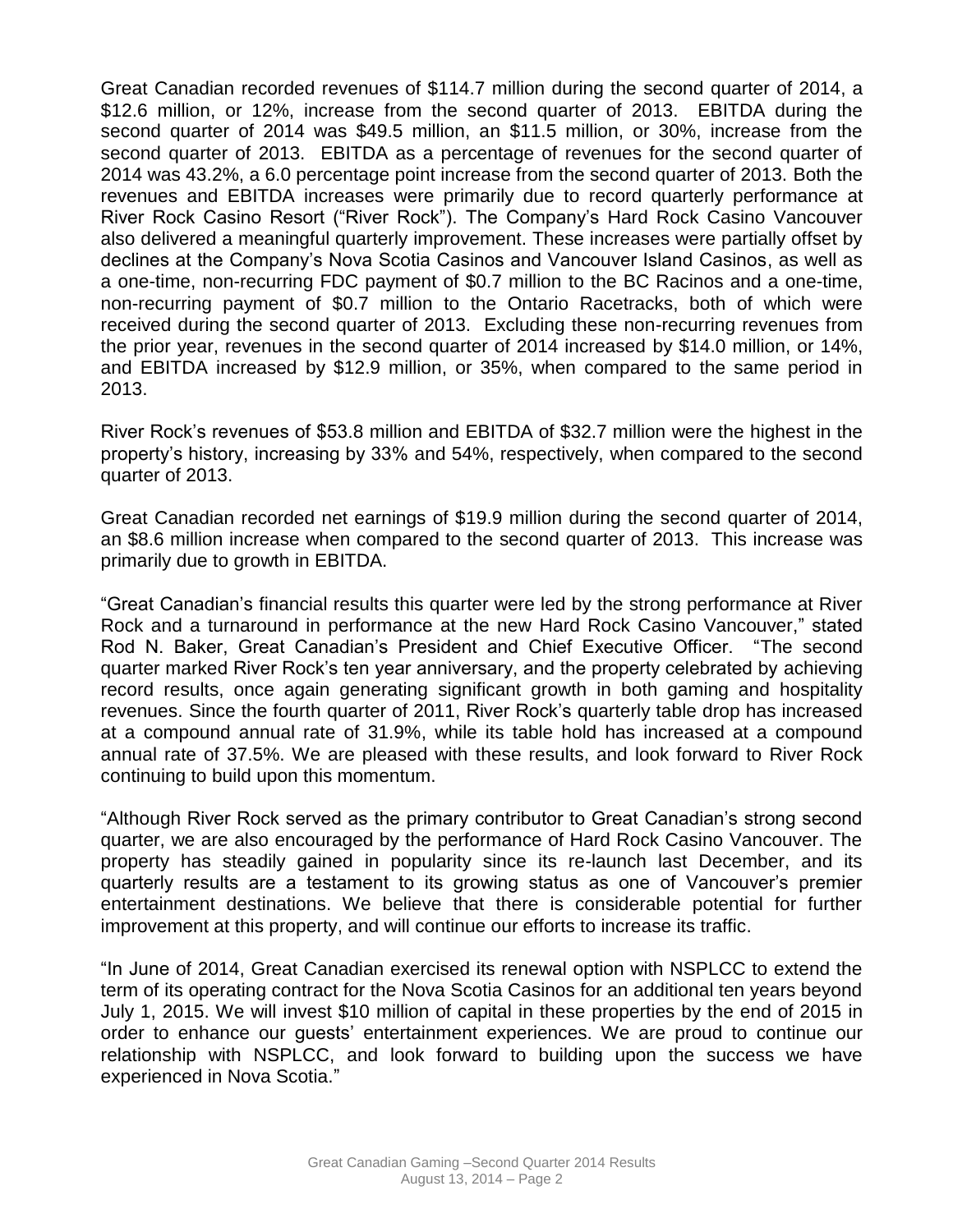Great Canadian recorded revenues of $114.7 million during the second quarter of 2014, a $12.6 million, or 12%, increase from the second quarter of 2013. EBITDA during the second quarter of 2014 was $49.5 million, an $11.5 million, or 30%, increase from the second quarter of 2013. EBITDA as a percentage of revenues for the second quarter of 2014 was 43.2%, a 6.0 percentage point increase from the second quarter of 2013. Both the revenues and EBITDA increases were primarily due to record quarterly performance at River Rock Casino Resort ("River Rock"). The Company's Hard Rock Casino Vancouver also delivered a meaningful quarterly improvement. These increases were partially offset by declines at the Company's Nova Scotia Casinos and Vancouver Island Casinos, as well as a one-time, non-recurring FDC payment of $0.7 million to the BC Racinos and a one-time, non-recurring payment of $0.7 million to the Ontario Racetracks, both of which were received during the second quarter of 2013. Excluding these non-recurring revenues from the prior year, revenues in the second quarter of 2014 increased by $14.0 million, or 14%, and EBITDA increased by $12.9 million, or 35%, when compared to the same period in 2013.

River Rock's revenues of $53.8 million and EBITDA of $32.7 million were the highest in the property's history, increasing by 33% and 54%, respectively, when compared to the second quarter of 2013.

Great Canadian recorded net earnings of $19.9 million during the second quarter of 2014, an $8.6 million increase when compared to the second quarter of 2013. This increase was primarily due to growth in EBITDA.

"Great Canadian's financial results this quarter were led by the strong performance at River Rock and a turnaround in performance at the new Hard Rock Casino Vancouver," stated Rod N. Baker, Great Canadian's President and Chief Executive Officer. "The second quarter marked River Rock's ten year anniversary, and the property celebrated by achieving record results, once again generating significant growth in both gaming and hospitality revenues. Since the fourth quarter of 2011, River Rock's quarterly table drop has increased at a compound annual rate of 31.9%, while its table hold has increased at a compound annual rate of 37.5%. We are pleased with these results, and look forward to River Rock continuing to build upon this momentum.

"Although River Rock served as the primary contributor to Great Canadian's strong second quarter, we are also encouraged by the performance of Hard Rock Casino Vancouver. The property has steadily gained in popularity since its re-launch last December, and its quarterly results are a testament to its growing status as one of Vancouver's premier entertainment destinations. We believe that there is considerable potential for further improvement at this property, and will continue our efforts to increase its traffic.

"In June of 2014, Great Canadian exercised its renewal option with NSPLCC to extend the term of its operating contract for the Nova Scotia Casinos for an additional ten years beyond July 1, 2015. We will invest $10 million of capital in these properties by the end of 2015 in order to enhance our guests' entertainment experiences. We are proud to continue our relationship with NSPLCC, and look forward to building upon the success we have experienced in Nova Scotia."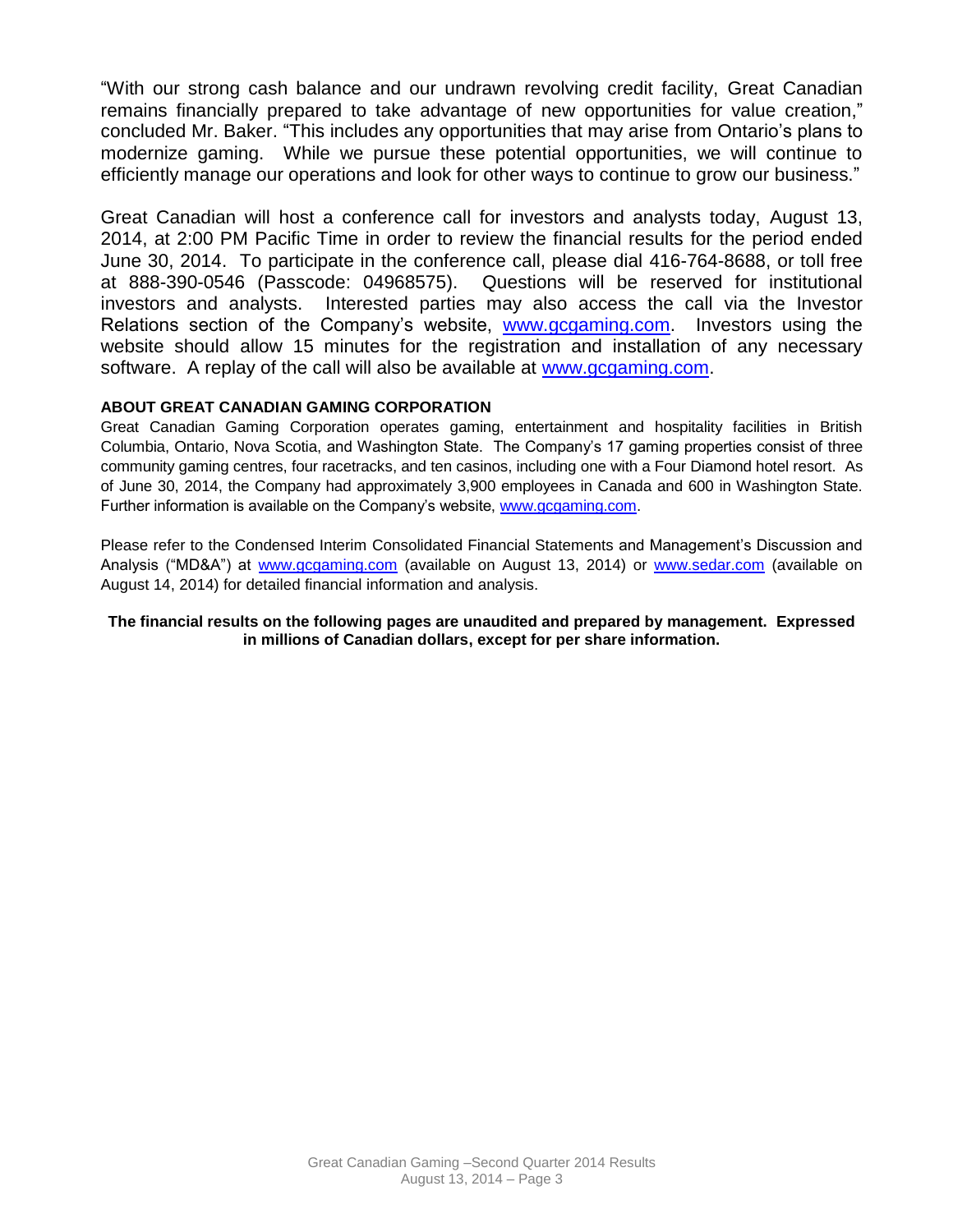"With our strong cash balance and our undrawn revolving credit facility, Great Canadian remains financially prepared to take advantage of new opportunities for value creation," concluded Mr. Baker. "This includes any opportunities that may arise from Ontario's plans to modernize gaming. While we pursue these potential opportunities, we will continue to efficiently manage our operations and look for other ways to continue to grow our business."

Great Canadian will host a conference call for investors and analysts today, August 13, 2014, at 2:00 PM Pacific Time in order to review the financial results for the period ended June 30, 2014. To participate in the conference call, please dial 416-764-8688, or toll free at 888-390-0546 (Passcode: 04968575). Questions will be reserved for institutional investors and analysts. Interested parties may also access the call via the Investor Relations section of the Company's website, www.gcgaming.com. Investors using the website should allow 15 minutes for the registration and installation of any necessary software. A replay of the call will also be available at www.gcgaming.com.

**ABOUT GREAT CANADIAN GAMING CORPORATION**

Great Canadian Gaming Corporation operates gaming, entertainment and hospitality facilities in British Columbia, Ontario, Nova Scotia, and Washington State. The Company's 17 gaming properties consist of three community gaming centres, four racetracks, and ten casinos, including one with a Four Diamond hotel resort. As of June 30, 2014, the Company had approximately 3,900 employees in Canada and 600 in Washington State. Further information is available on the Company's website, www.gcgaming.com.

Please refer to the Condensed Interim Consolidated Financial Statements and Management's Discussion and Analysis ("MD&A") at www.gcgaming.com (available on August 13, 2014) or www.sedar.com (available on August 14, 2014) for detailed financial information and analysis.

**The financial results on the following pages are unaudited and prepared by management. Expressed in millions of Canadian dollars, except for per share information.**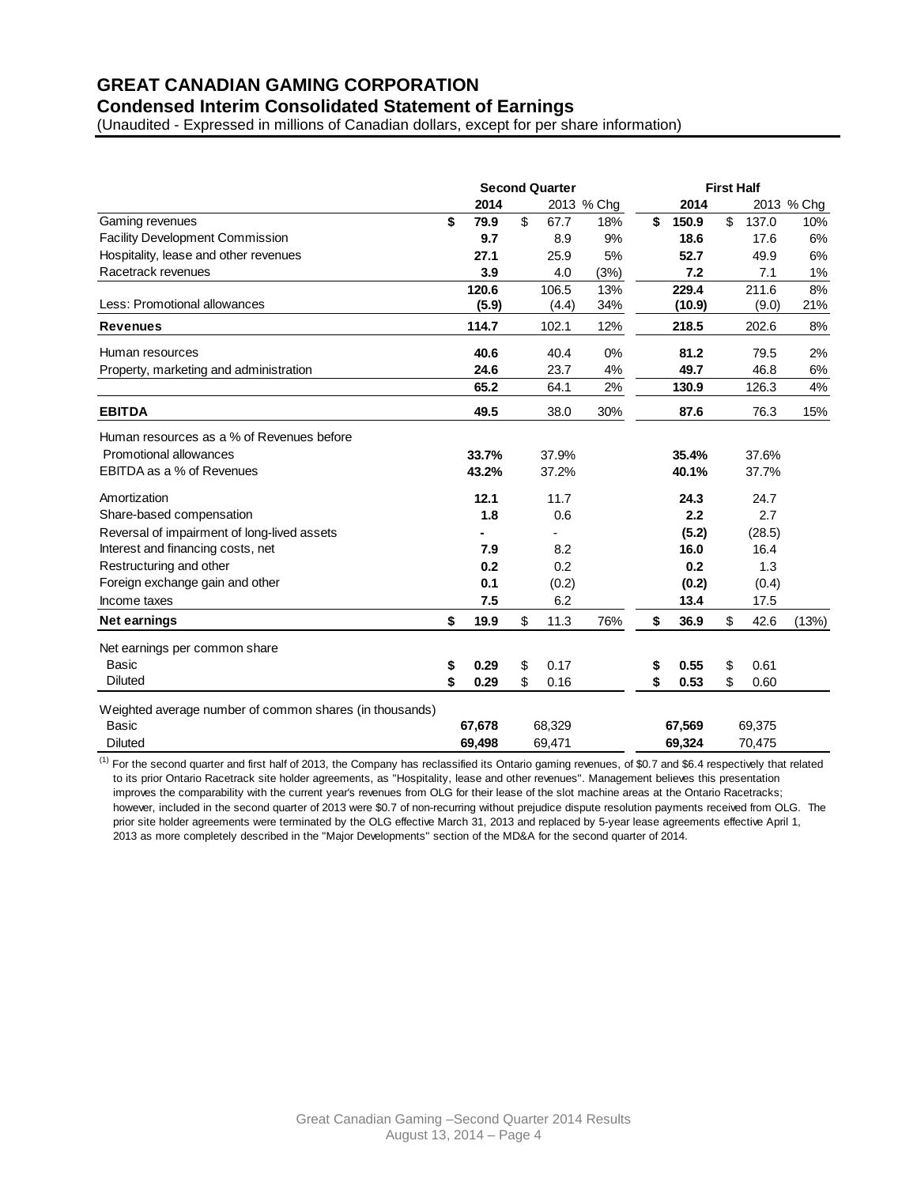# GREAT CANADIAN GAMING CORPORATION

## Condensed Interim Consolidated Statement of Earnings

(Unaudited - Expressed in millions of Canadian dollars, except for per share information)

| | Second Quarter | | | First Half | | |
|---|---|---|---|---|---|---|
| | **2014** | 2013 | % Chg | **2014** | 2013 | % Chg |
| Gaming revenues | **$ 79.9** | $ 67.7 | 18% | **$ 150.9** | $ 137.0 | 10% |
| Facility Development Commission | **9.7** | 8.9 | 9% | **18.6** | 17.6 | 6% |
| Hospitality, lease and other revenues | **27.1** | 25.9 | 5% | **52.7** | 49.9 | 6% |
| Racetrack revenues | **3.9** | 4.0 | (3%) | **7.2** | 7.1 | 1% |
| | **120.6** | 106.5 | 13% | **229.4** | 211.6 | 8% |
| Less: Promotional allowances | **(5.9)** | (4.4) | 34% | **(10.9)** | (9.0) | 21% |
| **Revenues** | **114.7** | 102.1 | 12% | **218.5** | 202.6 | 8% |
| Human resources | **40.6** | 40.4 | 0% | **81.2** | 79.5 | 2% |
| Property, marketing and administration | **24.6** | 23.7 | 4% | **49.7** | 46.8 | 6% |
| | **65.2** | 64.1 | 2% | **130.9** | 126.3 | 4% |
| **EBITDA** | **49.5** | 38.0 | 30% | **87.6** | 76.3 | 15% |
| Human resources as a % of Revenues before Promotional allowances | **33.7%** | 37.9% | | **35.4%** | 37.6% | |
| EBITDA as a % of Revenues | **43.2%** | 37.2% | | **40.1%** | 37.7% | |
| Amortization | **12.1** | 11.7 | | **24.3** | 24.7 | |
| Share-based compensation | **1.8** | 0.6 | | **2.2** | 2.7 | |
| Reversal of impairment of long-lived assets | **-** | - | | **(5.2)** | (28.5) | |
| Interest and financing costs, net | **7.9** | 8.2 | | **16.0** | 16.4 | |
| Restructuring and other | **0.2** | 0.2 | | **0.2** | 1.3 | |
| Foreign exchange gain and other | **0.1** | (0.2) | | **(0.2)** | (0.4) | |
| Income taxes | **7.5** | 6.2 | | **13.4** | 17.5 | |
| **Net earnings** | **$ 19.9** | $ 11.3 | 76% | **$ 36.9** | $ 42.6 | (13%) |
| Net earnings per common share | | | | | | |
| Basic | **$ 0.29** | $ 0.17 | | **$ 0.55** | $ 0.61 | |
| Diluted | **$ 0.29** | $ 0.16 | | **$ 0.53** | $ 0.60 | |
| Weighted average number of common shares (in thousands) | | | | | | |
| Basic | **67,678** | 68,329 | | **67,569** | 69,375 | |
| Diluted | **69,498** | 69,471 | | **69,324** | 70,475 | |

[1] For the second quarter and first half of 2013, the Company has reclassified its Ontario gaming revenues, of $0.7 and $6.4 respectively that related to its prior Ontario Racetrack site holder agreements, as "Hospitality, lease and other revenues". Management believes this presentation improves the comparability with the current year's revenues from OLG for their lease of the slot machine areas at the Ontario Racetracks; however, included in the second quarter of 2013 were $0.7 of non-recurring without prejudice dispute resolution payments received from OLG. The prior site holder agreements were terminated by the OLG effective March 31, 2013 and replaced by 5-year lease agreements effective April 1, 2013 as more completely described in the "Major Developments" section of the MD&A for the second quarter of 2014.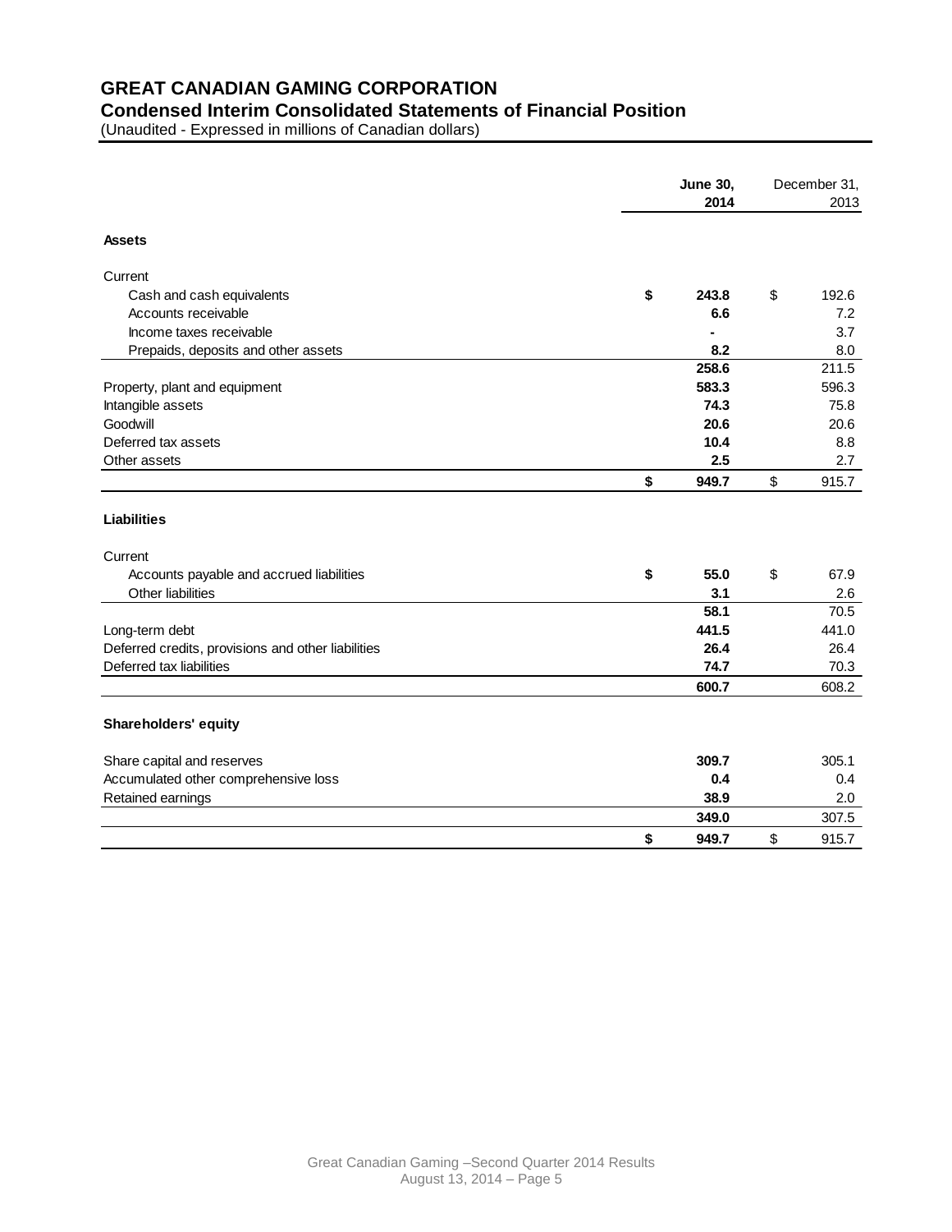# GREAT CANADIAN GAMING CORPORATION

## Condensed Interim Consolidated Statements of Financial Position

(Unaudited - Expressed in millions of Canadian dollars)

| | June 30, 2014 | December 31, 2013 |
|---|---|---|
| **Assets** | | |
| Current | | |
| Cash and cash equivalents | $ 243.8 | $ 192.6 |
| Accounts receivable | 6.6 | 7.2 |
| Income taxes receivable | - | 3.7 |
| Prepaids, deposits and other assets | 8.2 | 8.0 |
| | 258.6 | 211.5 |
| Property, plant and equipment | 583.3 | 596.3 |
| Intangible assets | 74.3 | 75.8 |
| Goodwill | 20.6 | 20.6 |
| Deferred tax assets | 10.4 | 8.8 |
| Other assets | 2.5 | 2.7 |
| | $ 949.7 | $ 915.7 |
| **Liabilities** | | |
| Current | | |
| Accounts payable and accrued liabilities | $ 55.0 | $ 67.9 |
| Other liabilities | 3.1 | 2.6 |
| | 58.1 | 70.5 |
| Long-term debt | 441.5 | 441.0 |
| Deferred credits, provisions and other liabilities | 26.4 | 26.4 |
| Deferred tax liabilities | 74.7 | 70.3 |
| | 600.7 | 608.2 |
| **Shareholders' equity** | | |
| Share capital and reserves | 309.7 | 305.1 |
| Accumulated other comprehensive loss | 0.4 | 0.4 |
| Retained earnings | 38.9 | 2.0 |
| | 349.0 | 307.5 |
| | $ 949.7 | $ 915.7 |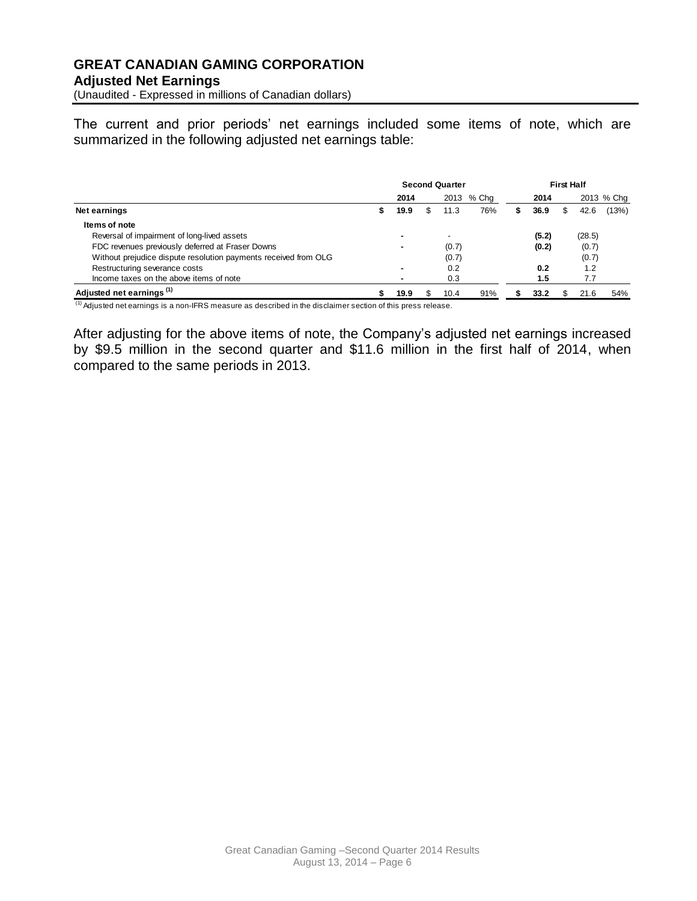## GREAT CANADIAN GAMING CORPORATION

**Adjusted Net Earnings**

(Unaudited - Expressed in millions of Canadian dollars)

The current and prior periods' net earnings included some items of note, which are summarized in the following adjusted net earnings table:

| | Second Quarter | | | First Half | | |
|---|---|---|---|---|---|---|
| | **2014** | 2013 | % Chg | **2014** | 2013 | % Chg |
| **Net earnings** | **$ 19.9** | $ 11.3 | 76% | **$ 36.9** | $ 42.6 | (13%) |
| **Items of note** | | | | | | |
| Reversal of impairment of long-lived assets | **-** | - | | **(5.2)** | (28.5) | |
| FDC revenues previously deferred at Fraser Downs | **-** | (0.7) | | **(0.2)** | (0.7) | |
| Without prejudice dispute resolution payments received from OLG | | (0.7) | | | (0.7) | |
| Restructuring severance costs | **-** | 0.2 | | **0.2** | 1.2 | |
| Income taxes on the above items of note | **-** | 0.3 | | **1.5** | 7.7 | |
| **Adjusted net earnings [(1)]** | **$ 19.9** | $ 10.4 | 91% | **$ 33.2** | $ 21.6 | 54% |

[(1)] Adjusted net earnings is a non-IFRS measure as described in the disclaimer section of this press release.

After adjusting for the above items of note, the Company's adjusted net earnings increased by $9.5 million in the second quarter and $11.6 million in the first half of 2014, when compared to the same periods in 2013.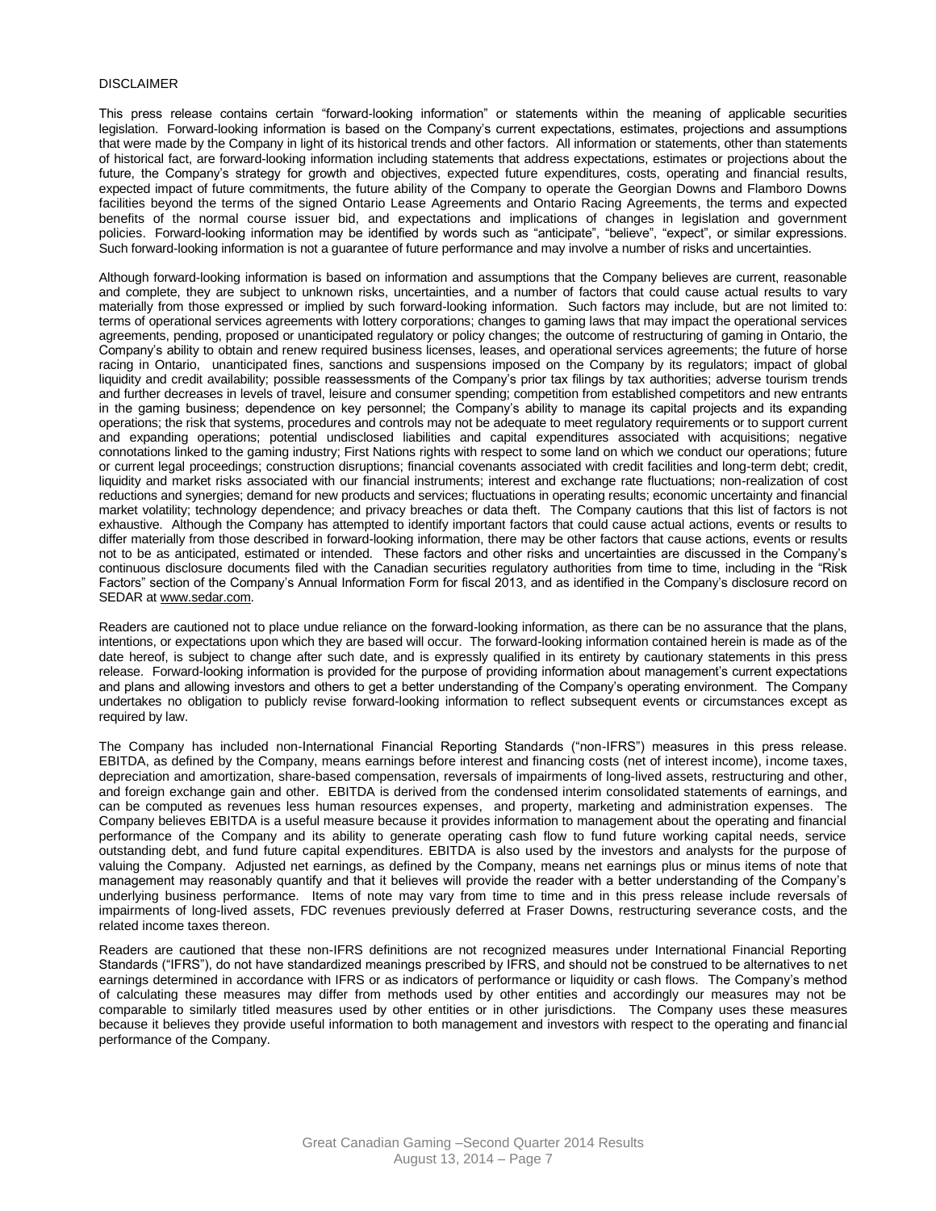DISCLAIMER

This press release contains certain "forward-looking information" or statements within the meaning of applicable securities legislation. Forward-looking information is based on the Company's current expectations, estimates, projections and assumptions that were made by the Company in light of its historical trends and other factors. All information or statements, other than statements of historical fact, are forward-looking information including statements that address expectations, estimates or projections about the future, the Company's strategy for growth and objectives, expected future expenditures, costs, operating and financial results, expected impact of future commitments, the future ability of the Company to operate the Georgian Downs and Flamboro Downs facilities beyond the terms of the signed Ontario Lease Agreements and Ontario Racing Agreements, the terms and expected benefits of the normal course issuer bid, and expectations and implications of changes in legislation and government policies. Forward-looking information may be identified by words such as "anticipate", "believe", "expect", or similar expressions. Such forward-looking information is not a guarantee of future performance and may involve a number of risks and uncertainties.

Although forward-looking information is based on information and assumptions that the Company believes are current, reasonable and complete, they are subject to unknown risks, uncertainties, and a number of factors that could cause actual results to vary materially from those expressed or implied by such forward-looking information. Such factors may include, but are not limited to: terms of operational services agreements with lottery corporations; changes to gaming laws that may impact the operational services agreements, pending, proposed or unanticipated regulatory or policy changes; the outcome of restructuring of gaming in Ontario, the Company's ability to obtain and renew required business licenses, leases, and operational services agreements; the future of horse racing in Ontario, unanticipated fines, sanctions and suspensions imposed on the Company by its regulators; impact of global liquidity and credit availability; possible reassessments of the Company's prior tax filings by tax authorities; adverse tourism trends and further decreases in levels of travel, leisure and consumer spending; competition from established competitors and new entrants in the gaming business; dependence on key personnel; the Company's ability to manage its capital projects and its expanding operations; the risk that systems, procedures and controls may not be adequate to meet regulatory requirements or to support current and expanding operations; potential undisclosed liabilities and capital expenditures associated with acquisitions; negative connotations linked to the gaming industry; First Nations rights with respect to some land on which we conduct our operations; future or current legal proceedings; construction disruptions; financial covenants associated with credit facilities and long-term debt; credit, liquidity and market risks associated with our financial instruments; interest and exchange rate fluctuations; non-realization of cost reductions and synergies; demand for new products and services; fluctuations in operating results; economic uncertainty and financial market volatility; technology dependence; and privacy breaches or data theft. The Company cautions that this list of factors is not exhaustive. Although the Company has attempted to identify important factors that could cause actual actions, events or results to differ materially from those described in forward-looking information, there may be other factors that cause actions, events or results not to be as anticipated, estimated or intended. These factors and other risks and uncertainties are discussed in the Company's continuous disclosure documents filed with the Canadian securities regulatory authorities from time to time, including in the "Risk Factors" section of the Company's Annual Information Form for fiscal 2013, and as identified in the Company's disclosure record on SEDAR at www.sedar.com.

Readers are cautioned not to place undue reliance on the forward-looking information, as there can be no assurance that the plans, intentions, or expectations upon which they are based will occur. The forward-looking information contained herein is made as of the date hereof, is subject to change after such date, and is expressly qualified in its entirety by cautionary statements in this press release. Forward-looking information is provided for the purpose of providing information about management's current expectations and plans and allowing investors and others to get a better understanding of the Company's operating environment. The Company undertakes no obligation to publicly revise forward-looking information to reflect subsequent events or circumstances except as required by law.

The Company has included non-International Financial Reporting Standards ("non-IFRS") measures in this press release. EBITDA, as defined by the Company, means earnings before interest and financing costs (net of interest income), income taxes, depreciation and amortization, share-based compensation, reversals of impairments of long-lived assets, restructuring and other, and foreign exchange gain and other. EBITDA is derived from the condensed interim consolidated statements of earnings, and can be computed as revenues less human resources expenses, and property, marketing and administration expenses. The Company believes EBITDA is a useful measure because it provides information to management about the operating and financial performance of the Company and its ability to generate operating cash flow to fund future working capital needs, service outstanding debt, and fund future capital expenditures. EBITDA is also used by the investors and analysts for the purpose of valuing the Company. Adjusted net earnings, as defined by the Company, means net earnings plus or minus items of note that management may reasonably quantify and that it believes will provide the reader with a better understanding of the Company's underlying business performance. Items of note may vary from time to time and in this press release include reversals of impairments of long-lived assets, FDC revenues previously deferred at Fraser Downs, restructuring severance costs, and the related income taxes thereon.

Readers are cautioned that these non-IFRS definitions are not recognized measures under International Financial Reporting Standards ("IFRS"), do not have standardized meanings prescribed by IFRS, and should not be construed to be alternatives to net earnings determined in accordance with IFRS or as indicators of performance or liquidity or cash flows. The Company's method of calculating these measures may differ from methods used by other entities and accordingly our measures may not be comparable to similarly titled measures used by other entities or in other jurisdictions. The Company uses these measures because it believes they provide useful information to both management and investors with respect to the operating and financial performance of the Company.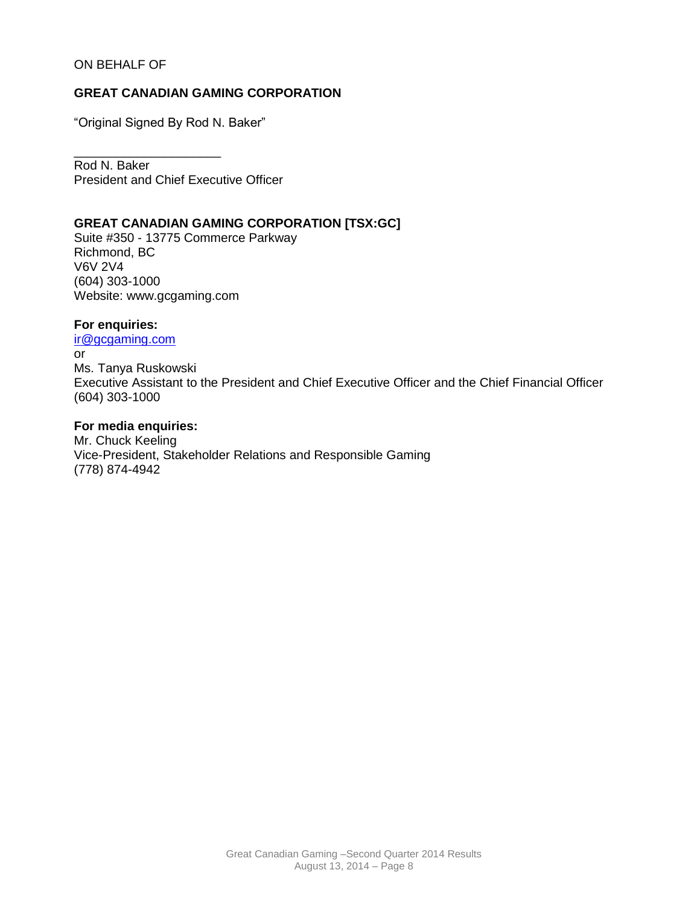ON BEHALF OF

**GREAT CANADIAN GAMING CORPORATION**

"Original Signed By Rod N. Baker"

_____________________

Rod N. Baker
President and Chief Executive Officer

**GREAT CANADIAN GAMING CORPORATION [TSX:GC]**
Suite #350 - 13775 Commerce Parkway
Richmond, BC
V6V 2V4
(604) 303-1000
Website: www.gcgaming.com

**For enquiries:**
ir@gcgaming.com
or
Ms. Tanya Ruskowski
Executive Assistant to the President and Chief Executive Officer and the Chief Financial Officer
(604) 303-1000

**For media enquiries:**
Mr. Chuck Keeling
Vice-President, Stakeholder Relations and Responsible Gaming
(778) 874-4942